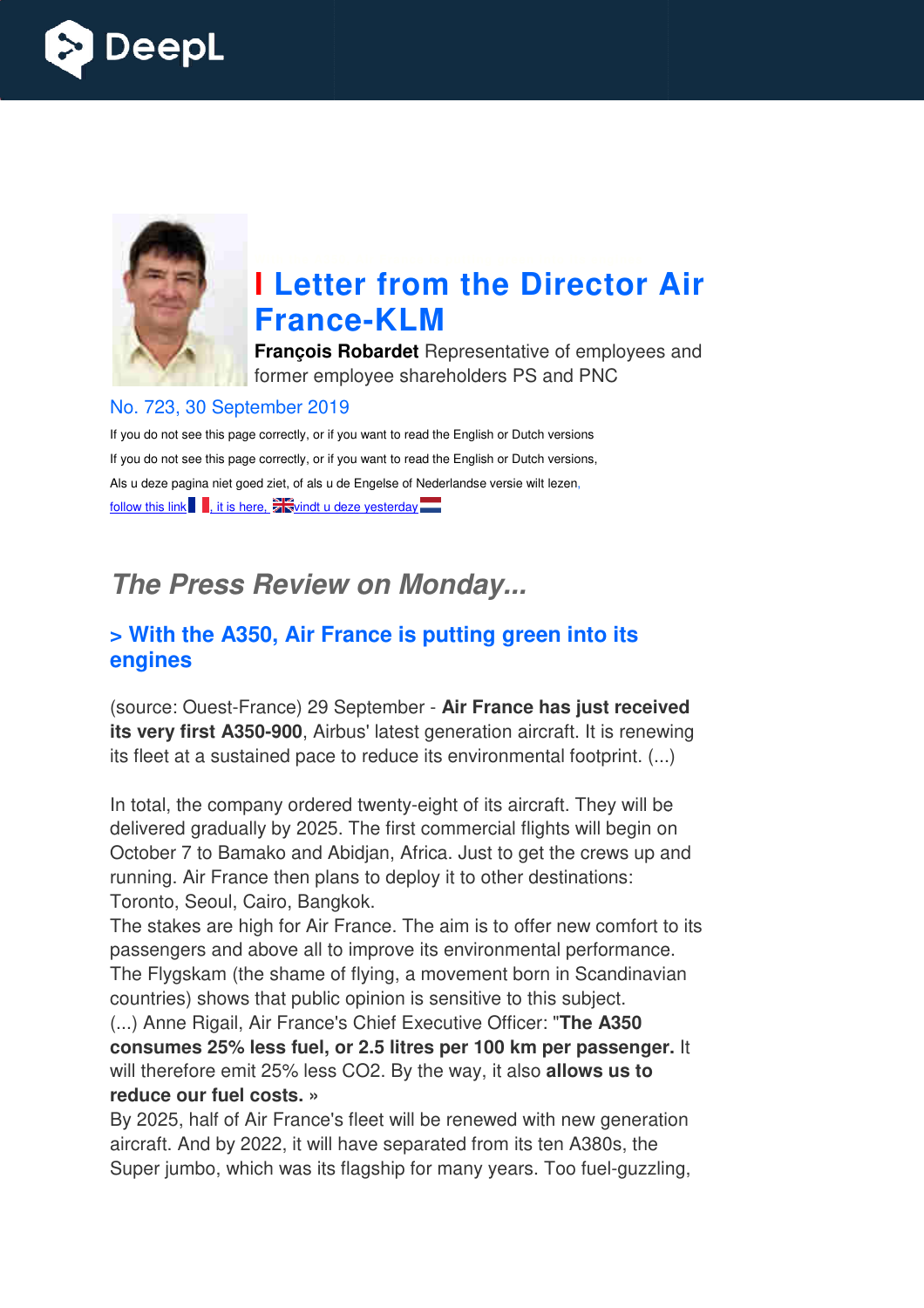# Letter from the Director Air France-KLM

**François Robardet** Representative of employees and former employee shareholders PS and PNC

No. 723, 30 September 2019

If you do not see this page correctly, or if you want to read the English or Dutch versions

If you do not see this page correctly, or if you want to read the English or Dutch versions,

Als u deze pagina niet goed ziet, of als u de Engelse of Nederlandse versie wilt lezen,

follow this link, it is here, vindt u deze yesterday

## *The Press Review on Monday...*

### > With the A350, Air France is putting green into its engines

(source: Ouest-France) 29 September - **Air France has just received its very first A350-900**, Airbus' latest generation aircraft. It is renewing its fleet at a sustained pace to reduce its environmental footprint. (...)

In total, the company ordered twenty-eight of its aircraft. They will be delivered gradually by 2025. The first commercial flights will begin on October 7 to Bamako and Abidjan, Africa. Just to get the crews up and running. Air France then plans to deploy it to other destinations: Toronto, Seoul, Cairo, Bangkok.

The stakes are high for Air France. The aim is to offer new comfort to its passengers and above all to improve its environmental performance. The Flygskam (the shame of flying, a movement born in Scandinavian countries) shows that public opinion is sensitive to this subject.

(...) Anne Rigail, Air France's Chief Executive Officer: "**The A350 consumes 25% less fuel, or 2.5 litres per 100 km per passenger.** It will therefore emit 25% less CO2. By the way, it also **allows us to reduce our fuel costs. »**

By 2025, half of Air France's fleet will be renewed with new generation aircraft. And by 2022, it will have separated from its ten A380s, the Super jumbo, which was its flagship for many years. Too fuel-guzzling,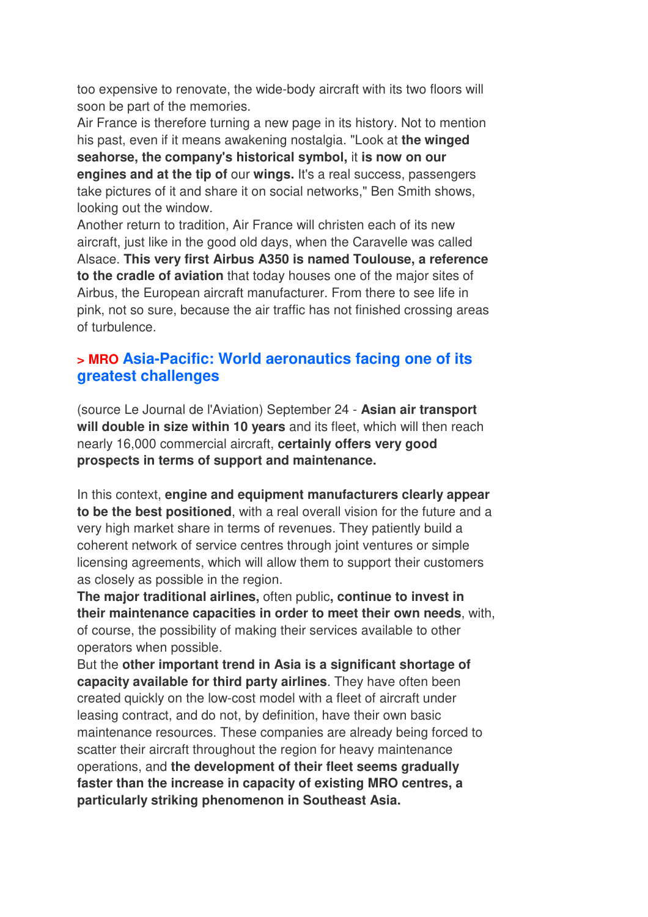too expensive to renovate, the wide-body aircraft with its two floors will soon be part of the memories.
Air France is therefore turning a new page in its history. Not to mention his past, even if it means awakening nostalgia. "Look at **the winged seahorse, the company's historical symbol,** it **is now on our engines and at the tip of** our **wings.** It's a real success, passengers take pictures of it and share it on social networks," Ben Smith shows, looking out the window.
Another return to tradition, Air France will christen each of its new aircraft, just like in the good old days, when the Caravelle was called Alsace. **This very first Airbus A350 is named Toulouse, a reference to the cradle of aviation** that today houses one of the major sites of Airbus, the European aircraft manufacturer. From there to see life in pink, not so sure, because the air traffic has not finished crossing areas of turbulence.

## > MRO Asia-Pacific: World aeronautics facing one of its greatest challenges

(source Le Journal de l'Aviation) September 24 - **Asian air transport will double in size within 10 years** and its fleet, which will then reach nearly 16,000 commercial aircraft, **certainly offers very good prospects in terms of support and maintenance.**

In this context, **engine and equipment manufacturers clearly appear to be the best positioned**, with a real overall vision for the future and a very high market share in terms of revenues. They patiently build a coherent network of service centres through joint ventures or simple licensing agreements, which will allow them to support their customers as closely as possible in the region.
**The major traditional airlines,** often public**, continue to invest in their maintenance capacities in order to meet their own needs**, with, of course, the possibility of making their services available to other operators when possible.
But the **other important trend in Asia is a significant shortage of capacity available for third party airlines**. They have often been created quickly on the low-cost model with a fleet of aircraft under leasing contract, and do not, by definition, have their own basic maintenance resources. These companies are already being forced to scatter their aircraft throughout the region for heavy maintenance operations, and **the development of their fleet seems gradually faster than the increase in capacity of existing MRO centres, a particularly striking phenomenon in Southeast Asia.**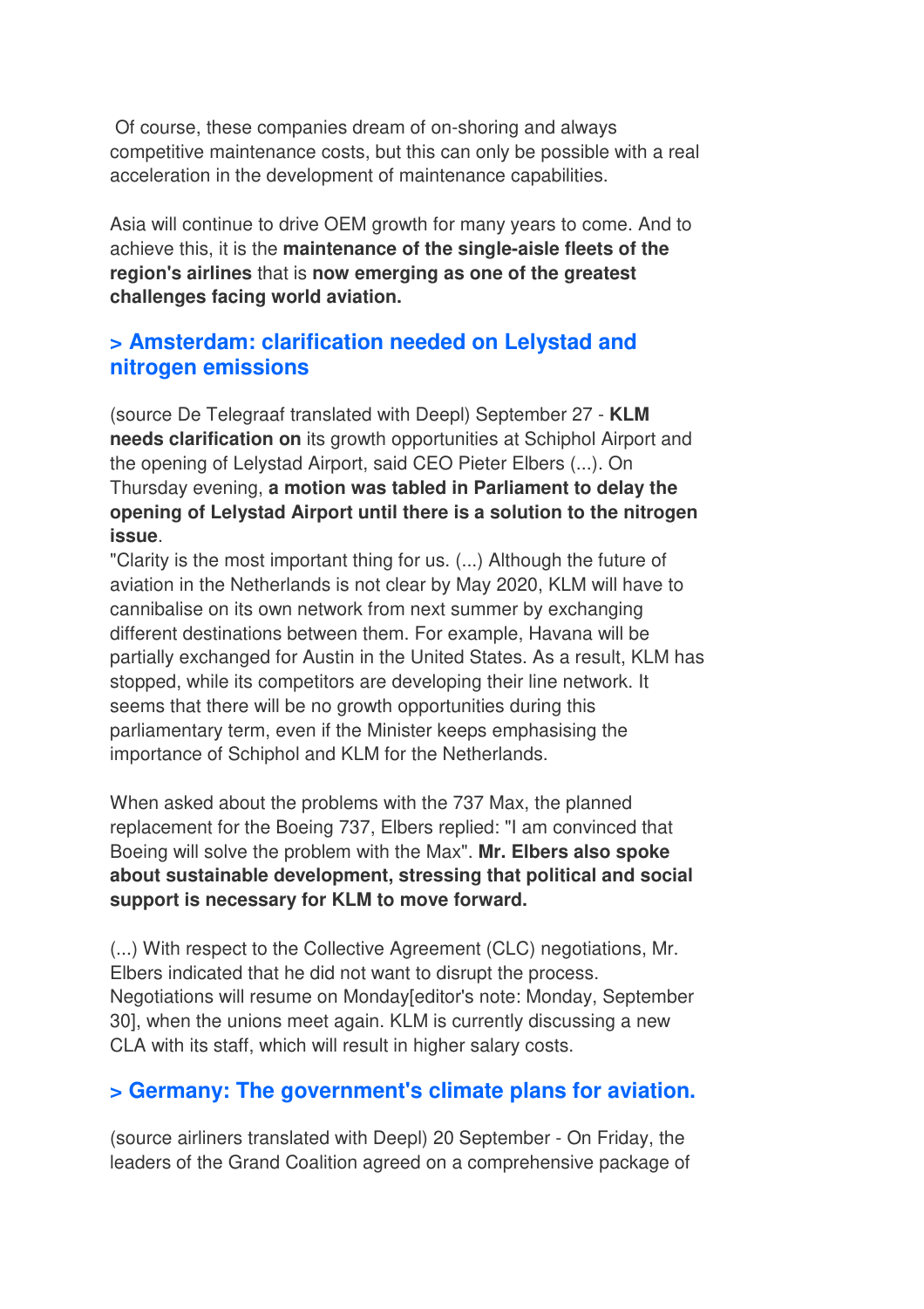Of course, these companies dream of on-shoring and always competitive maintenance costs, but this can only be possible with a real acceleration in the development of maintenance capabilities.

Asia will continue to drive OEM growth for many years to come. And to achieve this, it is the **maintenance of the single-aisle fleets of the region's airlines** that is **now emerging as one of the greatest challenges facing world aviation.**

## > Amsterdam: clarification needed on Lelystad and nitrogen emissions

(source De Telegraaf translated with Deepl) September 27 - **KLM needs clarification on** its growth opportunities at Schiphol Airport and the opening of Lelystad Airport, said CEO Pieter Elbers (...). On Thursday evening, **a motion was tabled in Parliament to delay the opening of Lelystad Airport until there is a solution to the nitrogen issue**.

"Clarity is the most important thing for us. (...) Although the future of aviation in the Netherlands is not clear by May 2020, KLM will have to cannibalise on its own network from next summer by exchanging different destinations between them. For example, Havana will be partially exchanged for Austin in the United States. As a result, KLM has stopped, while its competitors are developing their line network. It seems that there will be no growth opportunities during this parliamentary term, even if the Minister keeps emphasising the importance of Schiphol and KLM for the Netherlands.

When asked about the problems with the 737 Max, the planned replacement for the Boeing 737, Elbers replied: "I am convinced that Boeing will solve the problem with the Max". **Mr. Elbers also spoke about sustainable development, stressing that political and social support is necessary for KLM to move forward.**

(...) With respect to the Collective Agreement (CLC) negotiations, Mr. Elbers indicated that he did not want to disrupt the process. Negotiations will resume on Monday[editor's note: Monday, September 30], when the unions meet again. KLM is currently discussing a new CLA with its staff, which will result in higher salary costs.

## > Germany: The government's climate plans for aviation.

(source airliners translated with Deepl) 20 September - On Friday, the leaders of the Grand Coalition agreed on a comprehensive package of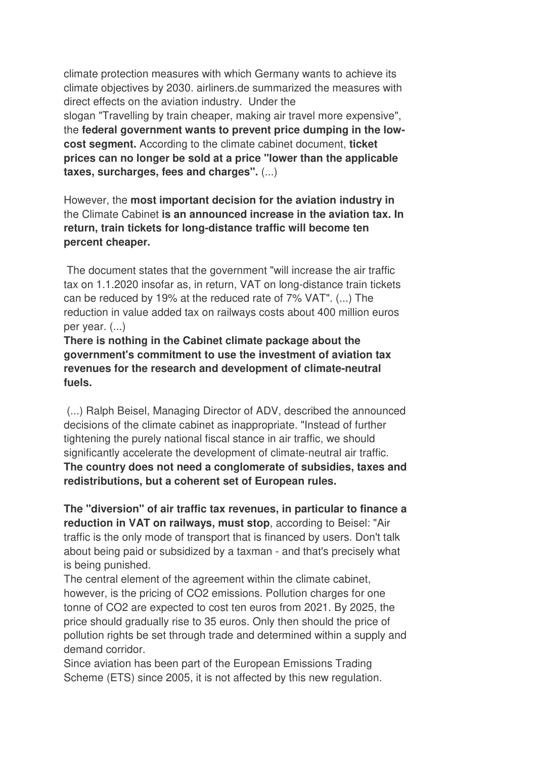climate protection measures with which Germany wants to achieve its climate objectives by 2030. airliners.de summarized the measures with direct effects on the aviation industry. Under the slogan "Travelling by train cheaper, making air travel more expensive", the **federal government wants to prevent price dumping in the low-cost segment.** According to the climate cabinet document, **ticket prices can no longer be sold at a price "lower than the applicable taxes, surcharges, fees and charges".** (...)

However, the **most important decision for the aviation industry in** the Climate Cabinet **is an announced increase in the aviation tax. In return, train tickets for long-distance traffic will become ten percent cheaper.**

The document states that the government "will increase the air traffic tax on 1.1.2020 insofar as, in return, VAT on long-distance train tickets can be reduced by 19% at the reduced rate of 7% VAT". (...) The reduction in value added tax on railways costs about 400 million euros per year. (...)

**There is nothing in the Cabinet climate package about the government's commitment to use the investment of aviation tax revenues for the research and development of climate-neutral fuels.**

(...) Ralph Beisel, Managing Director of ADV, described the announced decisions of the climate cabinet as inappropriate. "Instead of further tightening the purely national fiscal stance in air traffic, we should significantly accelerate the development of climate-neutral air traffic. **The country does not need a conglomerate of subsidies, taxes and redistributions, but a coherent set of European rules.**

**The "diversion" of air traffic tax revenues, in particular to finance a reduction in VAT on railways, must stop**, according to Beisel: "Air traffic is the only mode of transport that is financed by users. Don't talk about being paid or subsidized by a taxman - and that's precisely what is being punished.

The central element of the agreement within the climate cabinet, however, is the pricing of $CO_2$ emissions. Pollution charges for one tonne of $CO_2$ are expected to cost ten euros from 2021. By 2025, the price should gradually rise to 35 euros. Only then should the price of pollution rights be set through trade and determined within a supply and demand corridor.

Since aviation has been part of the European Emissions Trading Scheme (ETS) since 2005, it is not affected by this new regulation.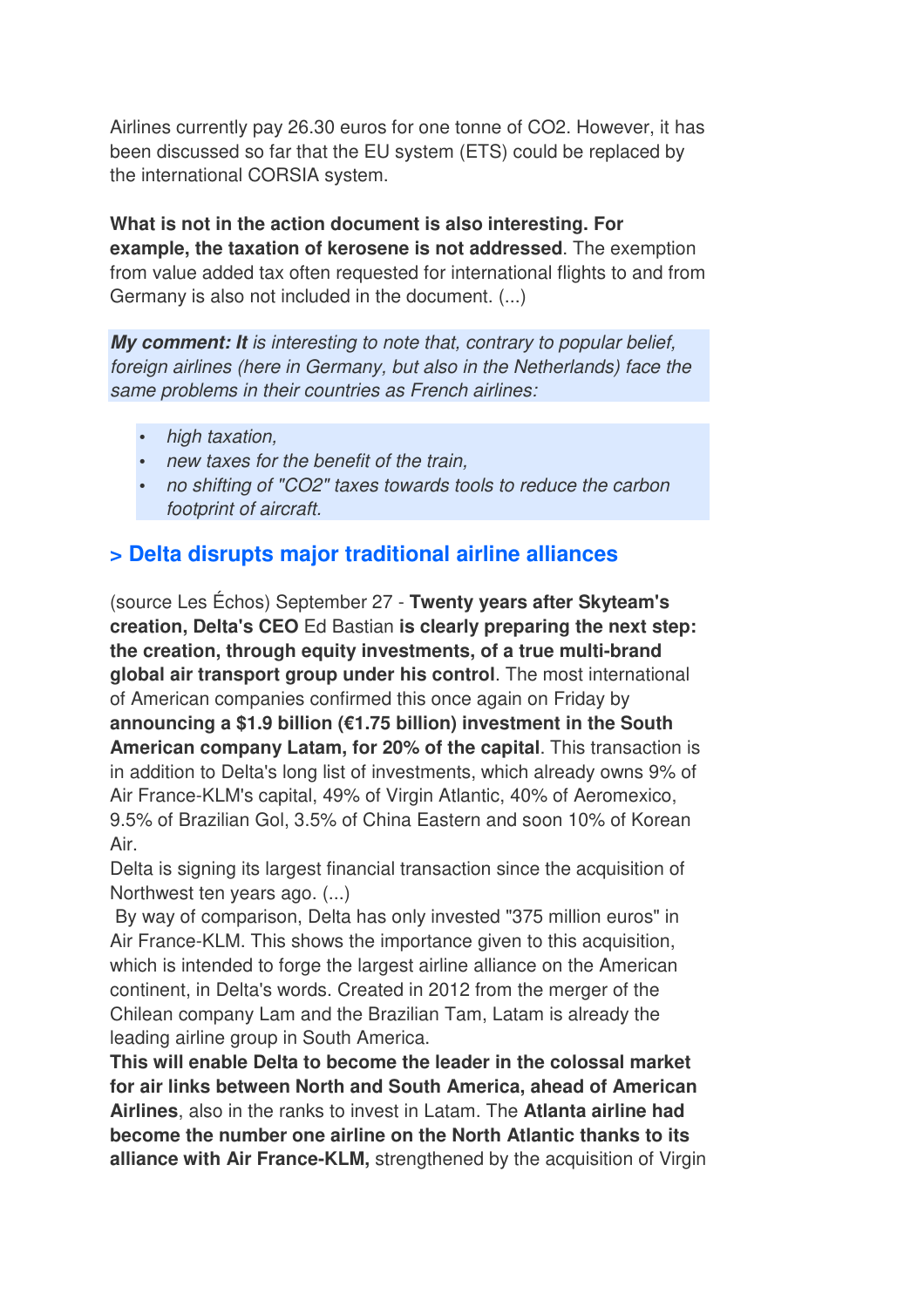Airlines currently pay 26.30 euros for one tonne of $CO_2$. However, it has been discussed so far that the EU system (ETS) could be replaced by the international CORSIA system.

**What is not in the action document is also interesting. For example, the taxation of kerosene is not addressed**. The exemption from value added tax often requested for international flights to and from Germany is also not included in the document. (...)

***My comment: It*** *is interesting to note that, contrary to popular belief, foreign airlines (here in Germany, but also in the Netherlands) face the same problems in their countries as French airlines:*

- *high taxation,*
- *new taxes for the benefit of the train,*
- *no shifting of "CO2" taxes towards tools to reduce the carbon footprint of aircraft.*

## > Delta disrupts major traditional airline alliances

(source Les Échos) September 27 - **Twenty years after Skyteam's creation, Delta's CEO** Ed Bastian **is clearly preparing the next step: the creation, through equity investments, of a true multi-brand global air transport group under his control**. The most international of American companies confirmed this once again on Friday by **announcing a $1.9 billion (€1.75 billion) investment in the South American company Latam, for 20% of the capital**. This transaction is in addition to Delta's long list of investments, which already owns 9% of Air France-KLM's capital, 49% of Virgin Atlantic, 40% of Aeromexico, 9.5% of Brazilian Gol, 3.5% of China Eastern and soon 10% of Korean Air.
Delta is signing its largest financial transaction since the acquisition of Northwest ten years ago. (...)
By way of comparison, Delta has only invested "375 million euros" in Air France-KLM. This shows the importance given to this acquisition, which is intended to forge the largest airline alliance on the American continent, in Delta's words. Created in 2012 from the merger of the Chilean company Lam and the Brazilian Tam, Latam is already the leading airline group in South America.
**This will enable Delta to become the leader in the colossal market for air links between North and South America, ahead of American Airlines**, also in the ranks to invest in Latam. The **Atlanta airline had become the number one airline on the North Atlantic thanks to its alliance with Air France-KLM,** strengthened by the acquisition of Virgin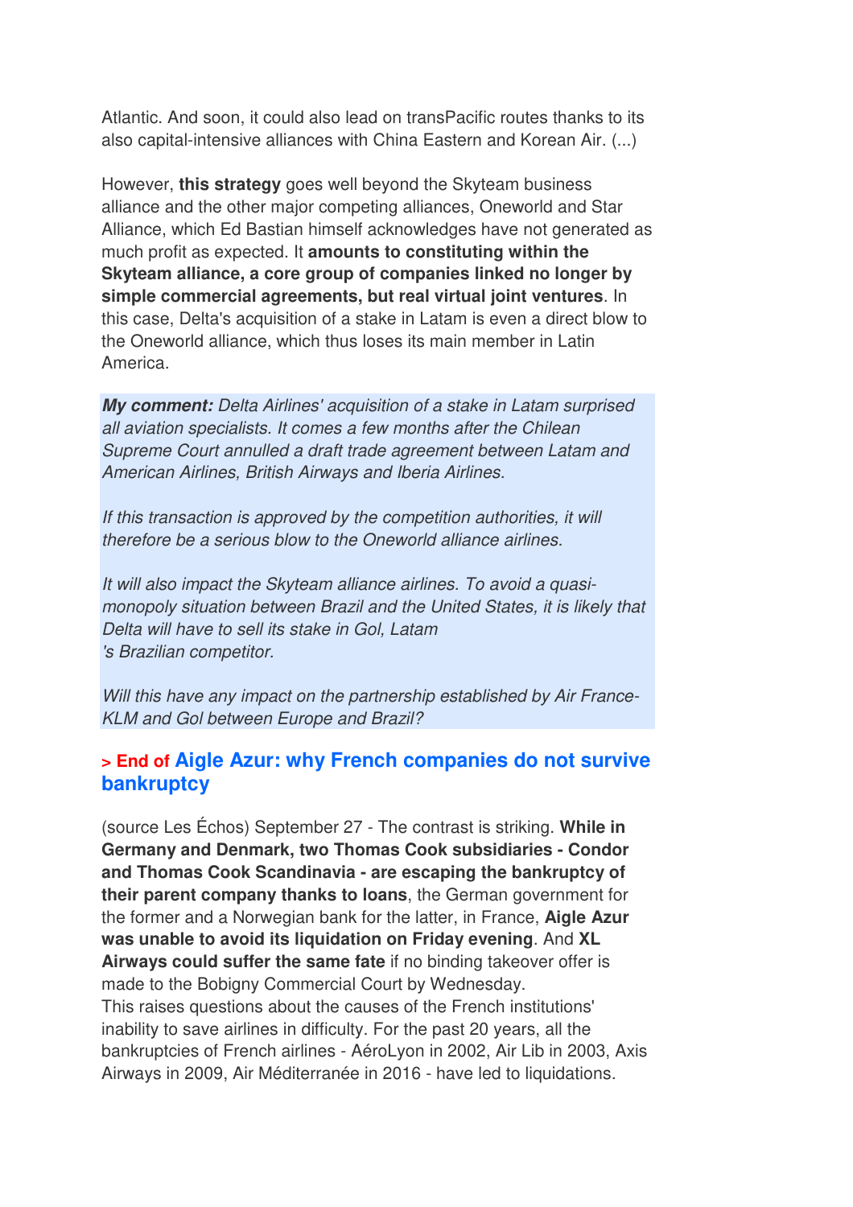Atlantic. And soon, it could also lead on transPacific routes thanks to its also capital-intensive alliances with China Eastern and Korean Air. (...)

However, **this strategy** goes well beyond the Skyteam business alliance and the other major competing alliances, Oneworld and Star Alliance, which Ed Bastian himself acknowledges have not generated as much profit as expected. It **amounts to constituting within the Skyteam alliance, a core group of companies linked no longer by simple commercial agreements, but real virtual joint ventures**. In this case, Delta's acquisition of a stake in Latam is even a direct blow to the Oneworld alliance, which thus loses its main member in Latin America.

***My comment:*** *Delta Airlines' acquisition of a stake in Latam surprised all aviation specialists. It comes a few months after the Chilean Supreme Court annulled a draft trade agreement between Latam and American Airlines, British Airways and Iberia Airlines.*

*If this transaction is approved by the competition authorities, it will therefore be a serious blow to the Oneworld alliance airlines.*

*It will also impact the Skyteam alliance airlines. To avoid a quasi-monopoly situation between Brazil and the United States, it is likely that Delta will have to sell its stake in Gol, Latam's Brazilian competitor.*

*Will this have any impact on the partnership established by Air France-KLM and Gol between Europe and Brazil?*

## > End of Aigle Azur: why French companies do not survive bankruptcy

(source Les Échos) September 27 - The contrast is striking. **While in Germany and Denmark, two Thomas Cook subsidiaries - Condor and Thomas Cook Scandinavia - are escaping the bankruptcy of their parent company thanks to loans**, the German government for the former and a Norwegian bank for the latter, in France, **Aigle Azur was unable to avoid its liquidation on Friday evening**. And **XL Airways could suffer the same fate** if no binding takeover offer is made to the Bobigny Commercial Court by Wednesday.
This raises questions about the causes of the French institutions' inability to save airlines in difficulty. For the past 20 years, all the bankruptcies of French airlines - AéroLyon in 2002, Air Lib in 2003, Axis Airways in 2009, Air Méditerranée in 2016 - have led to liquidations.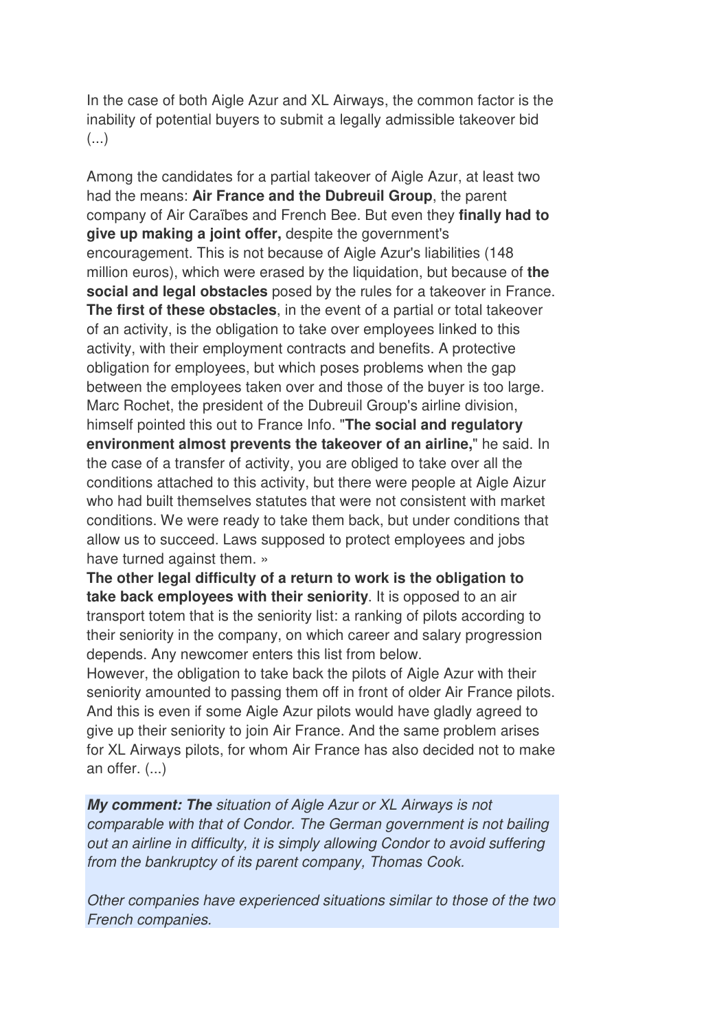In the case of both Aigle Azur and XL Airways, the common factor is the inability of potential buyers to submit a legally admissible takeover bid (...)

Among the candidates for a partial takeover of Aigle Azur, at least two had the means: **Air France and the Dubreuil Group**, the parent company of Air Caraïbes and French Bee. But even they **finally had to give up making a joint offer,** despite the government's encouragement. This is not because of Aigle Azur's liabilities (148 million euros), which were erased by the liquidation, but because of **the social and legal obstacles** posed by the rules for a takeover in France. **The first of these obstacles**, in the event of a partial or total takeover of an activity, is the obligation to take over employees linked to this activity, with their employment contracts and benefits. A protective obligation for employees, but which poses problems when the gap between the employees taken over and those of the buyer is too large. Marc Rochet, the president of the Dubreuil Group's airline division, himself pointed this out to France Info. "**The social and regulatory environment almost prevents the takeover of an airline,**" he said. In the case of a transfer of activity, you are obliged to take over all the conditions attached to this activity, but there were people at Aigle Aizur who had built themselves statutes that were not consistent with market conditions. We were ready to take them back, but under conditions that allow us to succeed. Laws supposed to protect employees and jobs have turned against them. »

**The other legal difficulty of a return to work is the obligation to take back employees with their seniority**. It is opposed to an air transport totem that is the seniority list: a ranking of pilots according to their seniority in the company, on which career and salary progression depends. Any newcomer enters this list from below.

However, the obligation to take back the pilots of Aigle Azur with their seniority amounted to passing them off in front of older Air France pilots. And this is even if some Aigle Azur pilots would have gladly agreed to give up their seniority to join Air France. And the same problem arises for XL Airways pilots, for whom Air France has also decided not to make an offer. (...)

***My comment: The*** *situation of Aigle Azur or XL Airways is not comparable with that of Condor. The German government is not bailing out an airline in difficulty, it is simply allowing Condor to avoid suffering from the bankruptcy of its parent company, Thomas Cook.*

*Other companies have experienced situations similar to those of the two French companies.*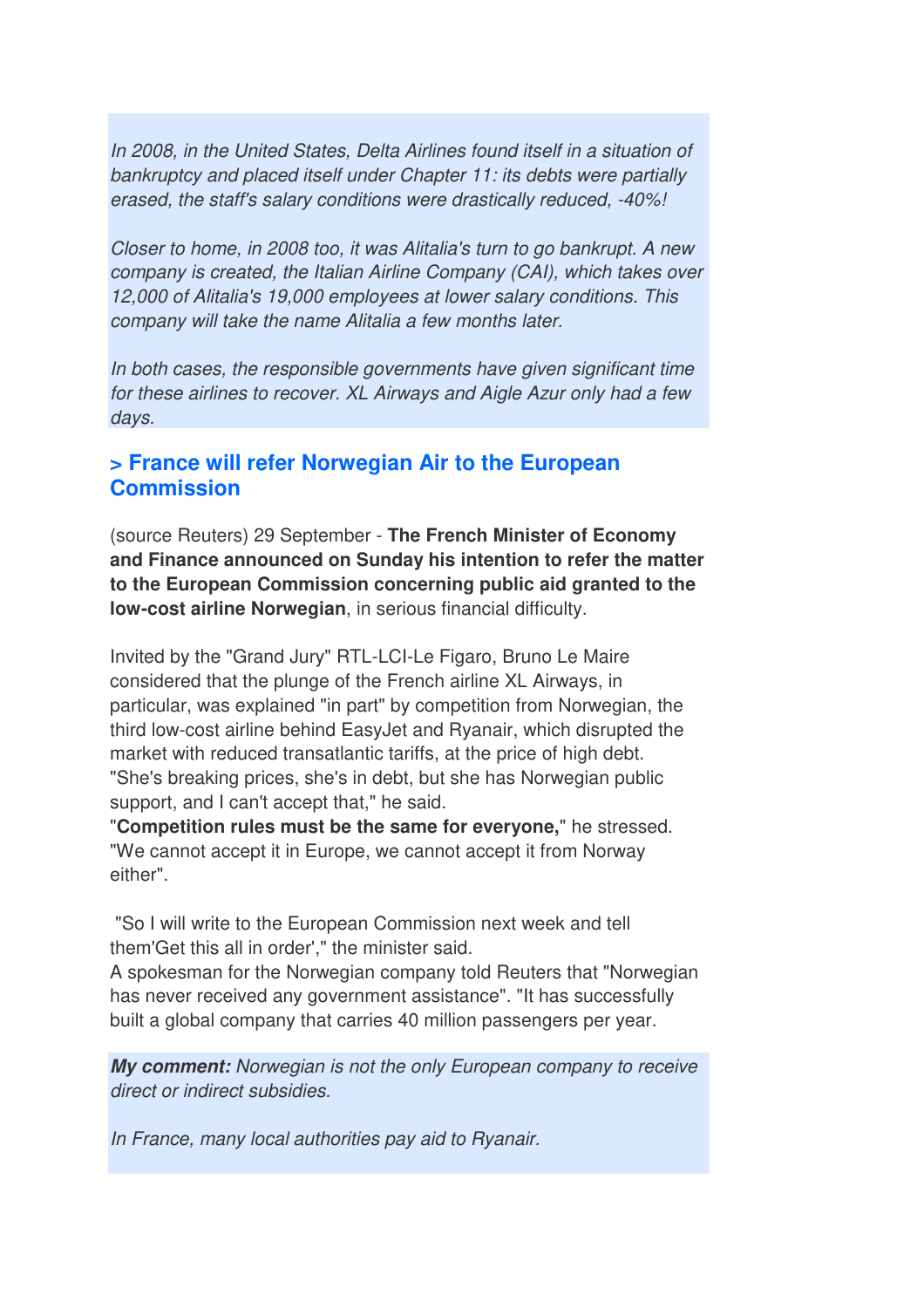*In 2008, in the United States, Delta Airlines found itself in a situation of bankruptcy and placed itself under Chapter 11: its debts were partially erased, the staff's salary conditions were drastically reduced, -40%!*

*Closer to home, in 2008 too, it was Alitalia's turn to go bankrupt. A new company is created, the Italian Airline Company (CAI), which takes over 12,000 of Alitalia's 19,000 employees at lower salary conditions. This company will take the name Alitalia a few months later.*

*In both cases, the responsible governments have given significant time for these airlines to recover. XL Airways and Aigle Azur only had a few days.*

### > France will refer Norwegian Air to the European Commission

(source Reuters) 29 September - **The French Minister of Economy and Finance announced on Sunday his intention to refer the matter to the European Commission concerning public aid granted to the low-cost airline Norwegian**, in serious financial difficulty.

Invited by the "Grand Jury" RTL-LCI-Le Figaro, Bruno Le Maire considered that the plunge of the French airline XL Airways, in particular, was explained "in part" by competition from Norwegian, the third low-cost airline behind EasyJet and Ryanair, which disrupted the market with reduced transatlantic tariffs, at the price of high debt. "She's breaking prices, she's in debt, but she has Norwegian public support, and I can't accept that," he said.
"**Competition rules must be the same for everyone,**" he stressed. "We cannot accept it in Europe, we cannot accept it from Norway either".

"So I will write to the European Commission next week and tell them'Get this all in order'," the minister said.
A spokesman for the Norwegian company told Reuters that "Norwegian has never received any government assistance". "It has successfully built a global company that carries 40 million passengers per year.

***My comment:*** *Norwegian is not the only European company to receive direct or indirect subsidies.*

*In France, many local authorities pay aid to Ryanair.*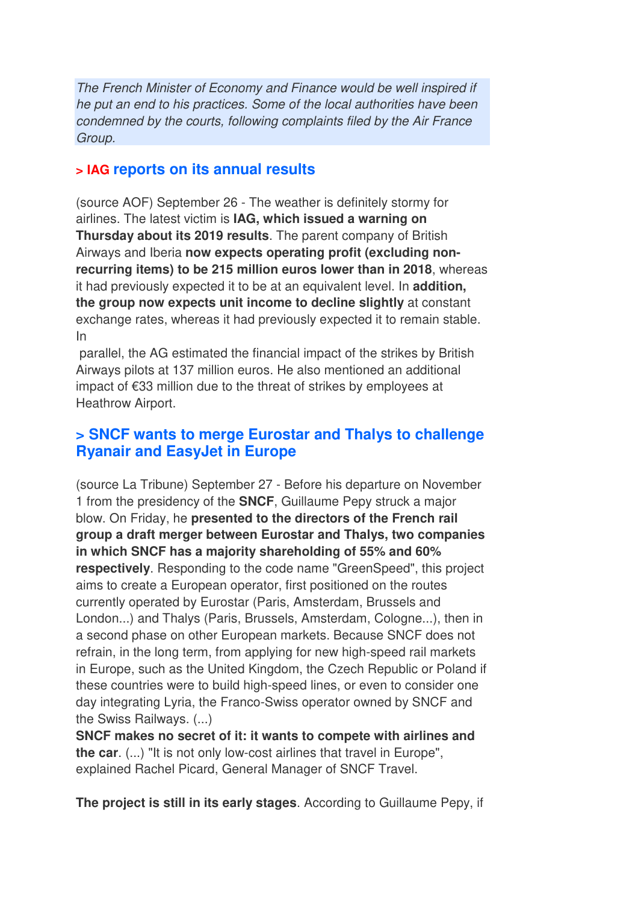*The French Minister of Economy and Finance would be well inspired if he put an end to his practices. Some of the local authorities have been condemned by the courts, following complaints filed by the Air France Group.*

## > IAG reports on its annual results

(source AOF) September 26 - The weather is definitely stormy for airlines. The latest victim is **IAG, which issued a warning on Thursday about its 2019 results**. The parent company of British Airways and Iberia **now expects operating profit (excluding non-recurring items) to be 215 million euros lower than in 2018**, whereas it had previously expected it to be at an equivalent level. In **addition, the group now expects unit income to decline slightly** at constant exchange rates, whereas it had previously expected it to remain stable. In parallel, the AG estimated the financial impact of the strikes by British Airways pilots at 137 million euros. He also mentioned an additional impact of €33 million due to the threat of strikes by employees at Heathrow Airport.

## > SNCF wants to merge Eurostar and Thalys to challenge Ryanair and EasyJet in Europe

(source La Tribune) September 27 - Before his departure on November 1 from the presidency of the **SNCF**, Guillaume Pepy struck a major blow. On Friday, he **presented to the directors of the French rail group a draft merger between Eurostar and Thalys, two companies in which SNCF has a majority shareholding of 55% and 60% respectively**. Responding to the code name "GreenSpeed", this project aims to create a European operator, first positioned on the routes currently operated by Eurostar (Paris, Amsterdam, Brussels and London...) and Thalys (Paris, Brussels, Amsterdam, Cologne...), then in a second phase on other European markets. Because SNCF does not refrain, in the long term, from applying for new high-speed rail markets in Europe, such as the United Kingdom, the Czech Republic or Poland if these countries were to build high-speed lines, or even to consider one day integrating Lyria, the Franco-Swiss operator owned by SNCF and the Swiss Railways. (...)
**SNCF makes no secret of it: it wants to compete with airlines and the car**. (...) "It is not only low-cost airlines that travel in Europe", explained Rachel Picard, General Manager of SNCF Travel.

**The project is still in its early stages**. According to Guillaume Pepy, if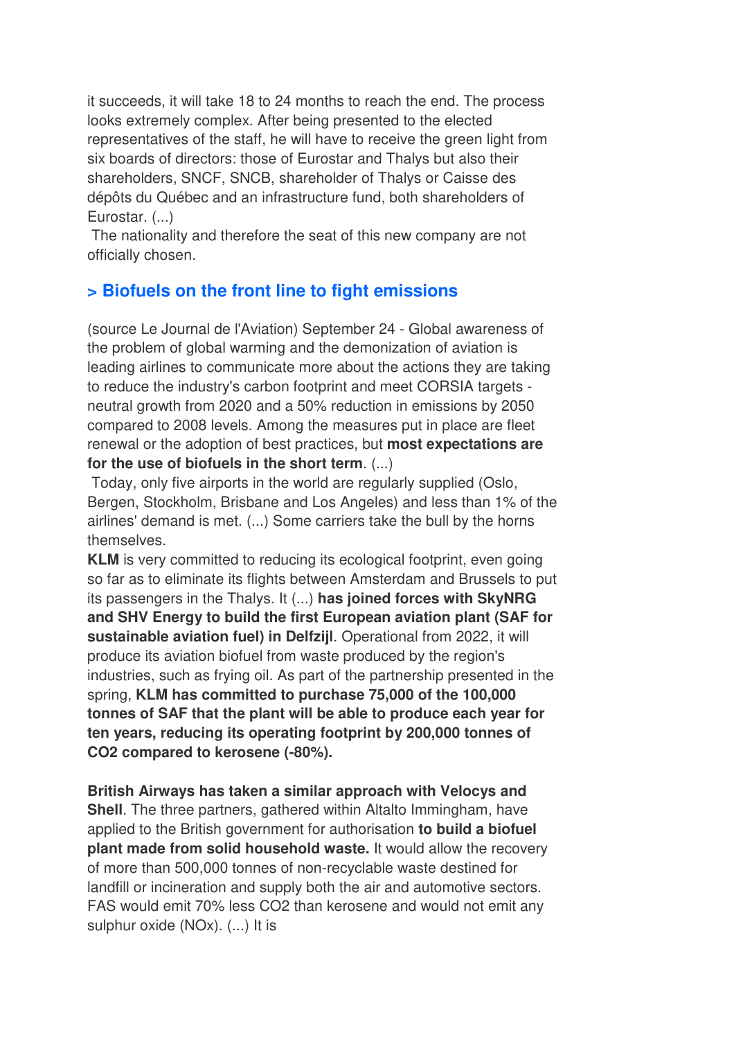it succeeds, it will take 18 to 24 months to reach the end. The process looks extremely complex. After being presented to the elected representatives of the staff, he will have to receive the green light from six boards of directors: those of Eurostar and Thalys but also their shareholders, SNCF, SNCB, shareholder of Thalys or Caisse des dépôts du Québec and an infrastructure fund, both shareholders of Eurostar. (...)

The nationality and therefore the seat of this new company are not officially chosen.

## > Biofuels on the front line to fight emissions

(source Le Journal de l'Aviation) September 24 - Global awareness of the problem of global warming and the demonization of aviation is leading airlines to communicate more about the actions they are taking to reduce the industry's carbon footprint and meet CORSIA targets - neutral growth from 2020 and a 50% reduction in emissions by 2050 compared to 2008 levels. Among the measures put in place are fleet renewal or the adoption of best practices, but **most expectations are for the use of biofuels in the short term**. (...)

Today, only five airports in the world are regularly supplied (Oslo, Bergen, Stockholm, Brisbane and Los Angeles) and less than 1% of the airlines' demand is met. (...) Some carriers take the bull by the horns themselves.

**KLM** is very committed to reducing its ecological footprint, even going so far as to eliminate its flights between Amsterdam and Brussels to put its passengers in the Thalys. It (...) **has joined forces with SkyNRG and SHV Energy to build the first European aviation plant (SAF for sustainable aviation fuel) in Delfzijl**. Operational from 2022, it will produce its aviation biofuel from waste produced by the region's industries, such as frying oil. As part of the partnership presented in the spring, **KLM has committed to purchase 75,000 of the 100,000 tonnes of SAF that the plant will be able to produce each year for ten years, reducing its operating footprint by 200,000 tonnes of $CO_2$ compared to kerosene (-80%).**

**British Airways has taken a similar approach with Velocys and Shell**. The three partners, gathered within Altalto Immingham, have applied to the British government for authorisation **to build a biofuel plant made from solid household waste.** It would allow the recovery of more than 500,000 tonnes of non-recyclable waste destined for landfill or incineration and supply both the air and automotive sectors. FAS would emit 70% less $CO_2$ than kerosene and would not emit any sulphur oxide ($NO_x$). (...) It is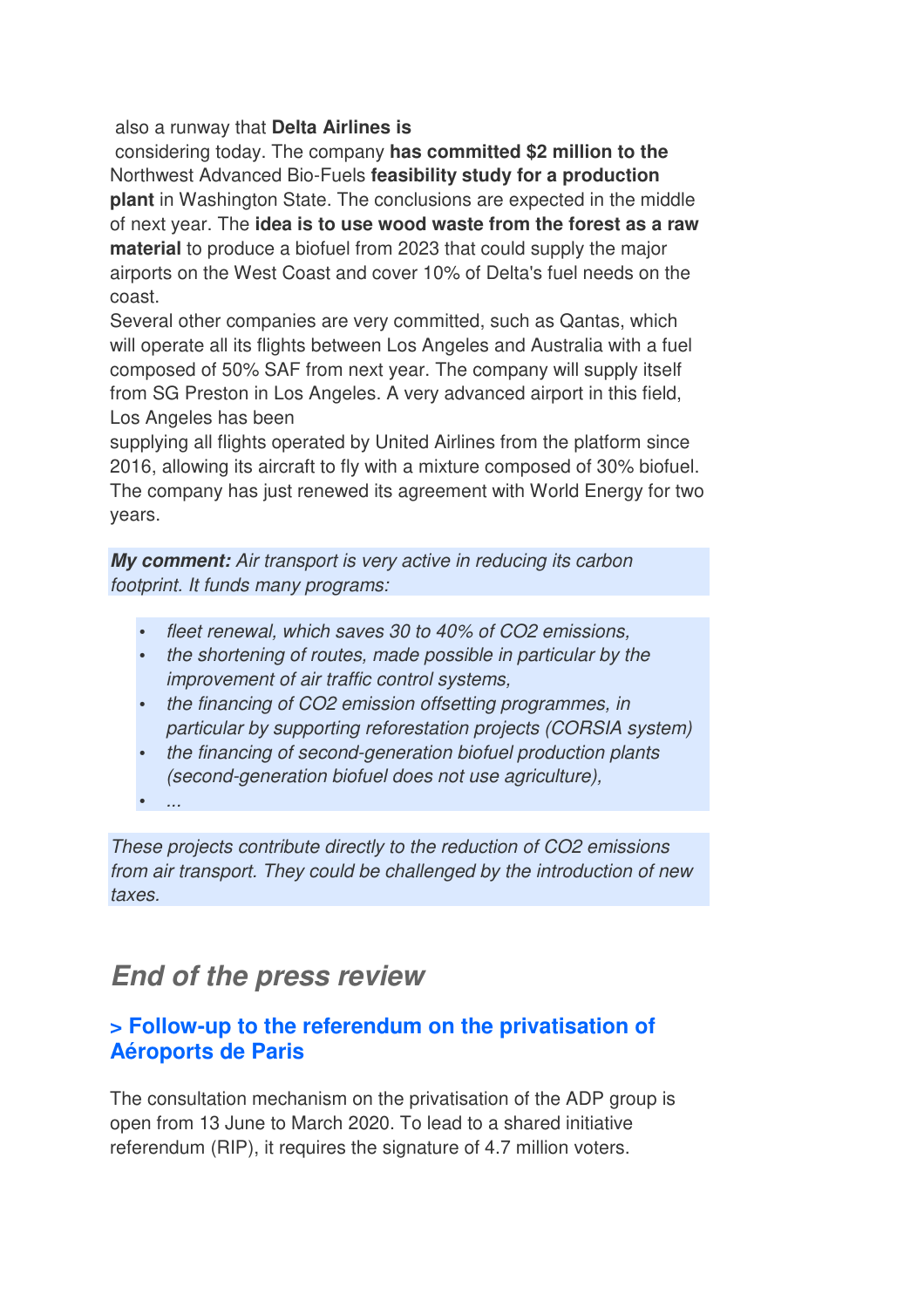also a runway that **Delta Airlines is** considering today. The company **has committed $2 million to the** Northwest Advanced Bio-Fuels **feasibility study for a production plant** in Washington State. The conclusions are expected in the middle of next year. The **idea is to use wood waste from the forest as a raw material** to produce a biofuel from 2023 that could supply the major airports on the West Coast and cover 10% of Delta's fuel needs on the coast.

Several other companies are very committed, such as Qantas, which will operate all its flights between Los Angeles and Australia with a fuel composed of 50% SAF from next year. The company will supply itself from SG Preston in Los Angeles. A very advanced airport in this field, Los Angeles has been supplying all flights operated by United Airlines from the platform since 2016, allowing its aircraft to fly with a mixture composed of 30% biofuel. The company has just renewed its agreement with World Energy for two years.

***My comment:*** *Air transport is very active in reducing its carbon footprint. It funds many programs:*

- *fleet renewal, which saves 30 to 40% of $CO_2$ emissions,*
- *the shortening of routes, made possible in particular by the improvement of air traffic control systems,*
- *the financing of $CO_2$ emission offsetting programmes, in particular by supporting reforestation projects (CORSIA system)*
- *the financing of second-generation biofuel production plants (second-generation biofuel does not use agriculture),*
- *...*

*These projects contribute directly to the reduction of $CO_2$ emissions from air transport. They could be challenged by the introduction of new taxes.*

## *End of the press review*

### > Follow-up to the referendum on the privatisation of Aéroports de Paris

The consultation mechanism on the privatisation of the ADP group is open from 13 June to March 2020. To lead to a shared initiative referendum (RIP), it requires the signature of 4.7 million voters.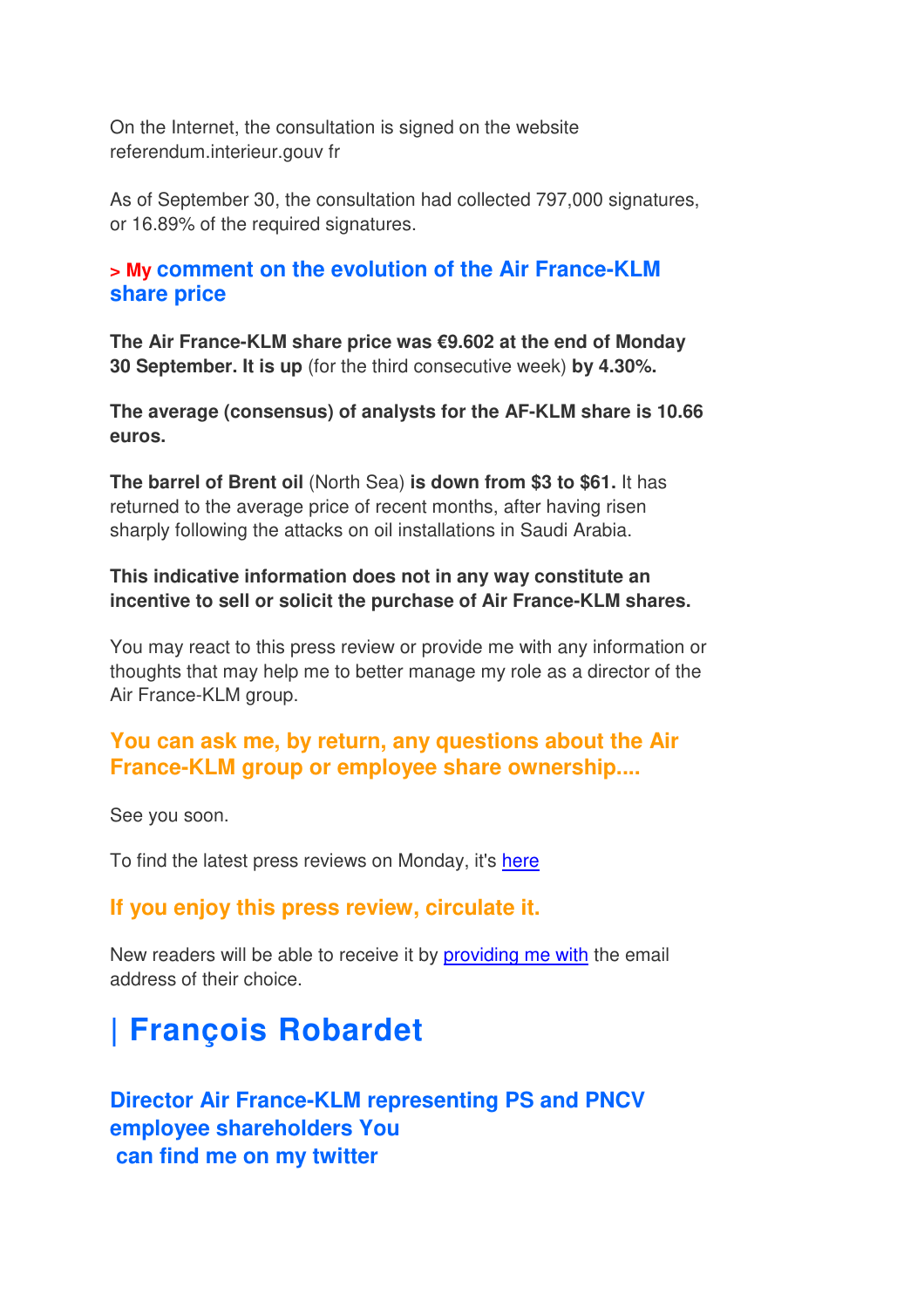On the Internet, the consultation is signed on the website referendum.interieur.gouv fr

As of September 30, the consultation had collected 797,000 signatures, or 16.89% of the required signatures.

### > My comment on the evolution of the Air France-KLM share price

**The Air France-KLM share price was €9.602 at the end of Monday 30 September. It is up** (for the third consecutive week) **by 4.30%.**

**The average (consensus) of analysts for the AF-KLM share is 10.66 euros.**

**The barrel of Brent oil** (North Sea) **is down from $3 to $61.** It has returned to the average price of recent months, after having risen sharply following the attacks on oil installations in Saudi Arabia.

**This indicative information does not in any way constitute an incentive to sell or solicit the purchase of Air France-KLM shares.**

You may react to this press review or provide me with any information or thoughts that may help me to better manage my role as a director of the Air France-KLM group.

### You can ask me, by return, any questions about the Air France-KLM group or employee share ownership....

See you soon.

To find the latest press reviews on Monday, it's [here]

### If you enjoy this press review, circulate it.

New readers will be able to receive it by [providing me with] the email address of their choice.

# | François Robardet

### Director Air France-KLM representing PS and PNCV employee shareholders You can find me on my twitter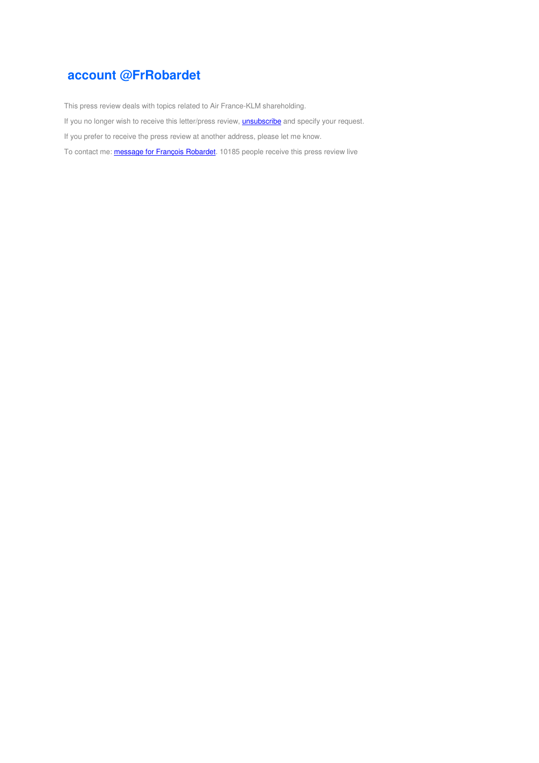## account @FrRobardet

This press review deals with topics related to Air France-KLM shareholding.

If you no longer wish to receive this letter/press review, unsubscribe and specify your request.

If you prefer to receive the press review at another address, please let me know.

To contact me: message for François Robardet. 10185 people receive this press review live